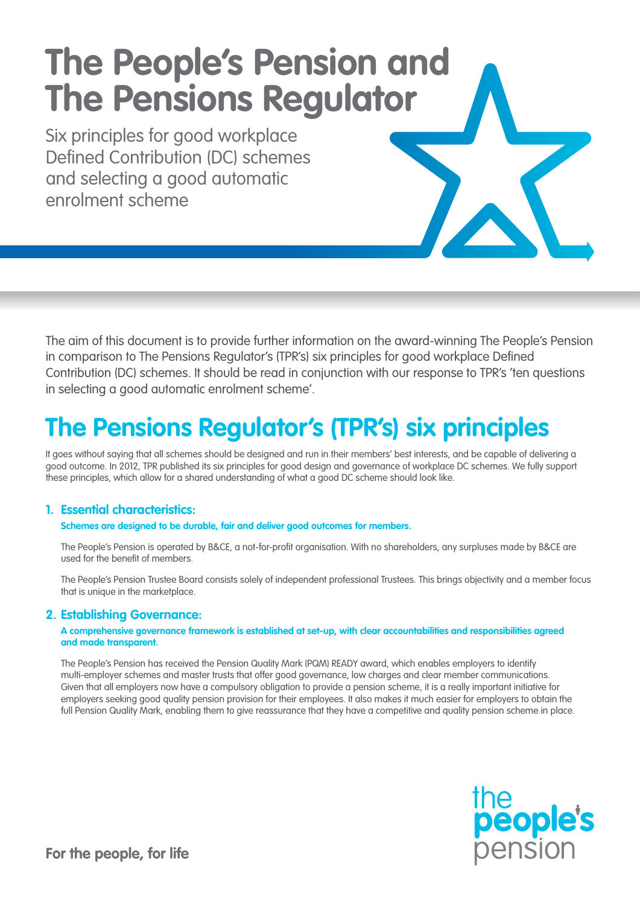# The People's Pension and The Pensions Regulator

Six principles for good workplace Defined Contribution (DC) schemes and selecting a good automatic enrolment scheme

The aim of this document is to provide further information on the award-winning The People's Pension in comparison to The Pensions Regulator's (TPR's) six principles for good workplace Defined Contribution (DC) schemes. It should be read in conjunction with our response to TPR's 'ten questions in selecting a good automatic enrolment scheme'.

## The Pensions Regulator's (TPR's) six principles

It goes without saying that all schemes should be designed and run in their members' best interests, and be capable of delivering a good outcome. In 2012, TPR published its six principles for good design and governance of workplace DC schemes. We fully support these principles, which allow for a shared understanding of what a good DC scheme should look like.

### 1. Essential characteristics:

**Schemes are designed to be durable, fair and deliver good outcomes for members.**

The People's Pension is operated by B&CE, a not-for-profit organisation. With no shareholders, any surpluses made by B&CE are used for the benefit of members.

The People's Pension Trustee Board consists solely of independent professional Trustees. This brings objectivity and a member focus that is unique in the marketplace.

### 2. Establishing Governance:

**A comprehensive governance framework is established at set-up, with clear accountabilities and responsibilities agreed and made transparent.**

The People's Pension has received the Pension Quality Mark (PQM) READY award, which enables employers to identify multi-employer schemes and master trusts that offer good governance, low charges and clear member communications. Given that all employers now have a compulsory obligation to provide a pension scheme, it is a really important initiative for employers seeking good quality pension provision for their employees. It also makes it much easier for employers to obtain the full Pension Quality Mark, enabling them to give reassurance that they have a competitive and quality pension scheme in place.

**For the people, for life**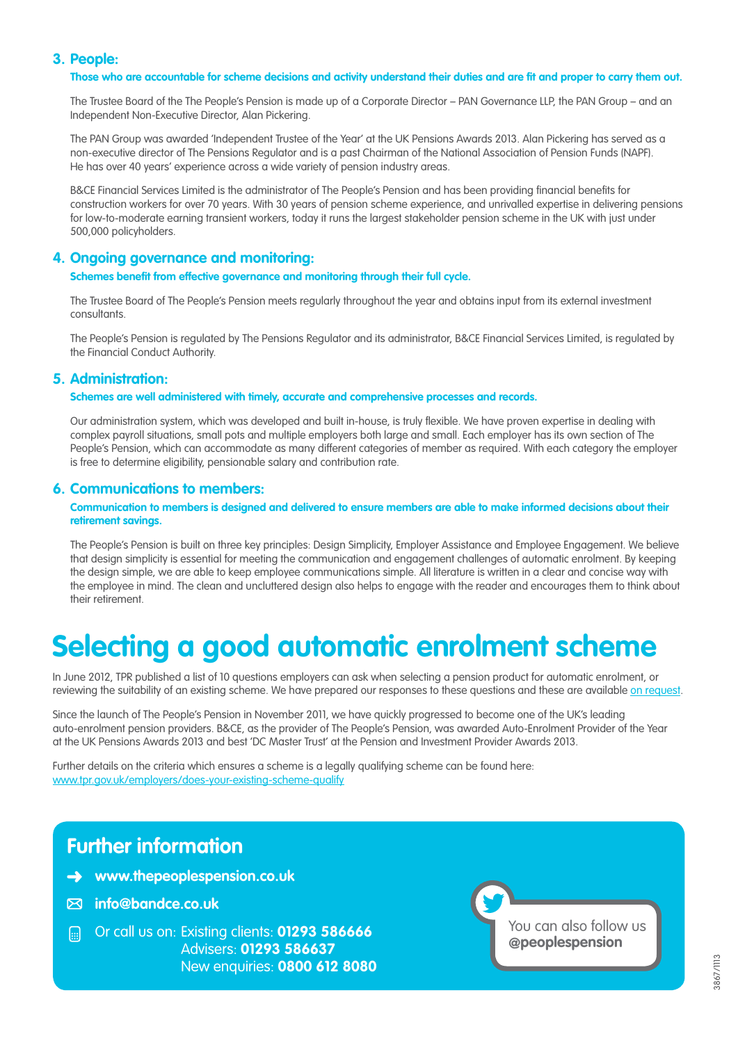## 3. People:

**Those who are accountable for scheme decisions and activity understand their duties and are fit and proper to carry them out.**

The Trustee Board of the The People's Pension is made up of a Corporate Director – PAN Governance LLP, the PAN Group – and an Independent Non-Executive Director, Alan Pickering.

The PAN Group was awarded 'Independent Trustee of the Year' at the UK Pensions Awards 2013. Alan Pickering has served as a non-executive director of The Pensions Regulator and is a past Chairman of the National Association of Pension Funds (NAPF). He has over 40 years' experience across a wide variety of pension industry areas.

B&CE Financial Services Limited is the administrator of The People's Pension and has been providing financial benefits for construction workers for over 70 years. With 30 years of pension scheme experience, and unrivalled expertise in delivering pensions for low-to-moderate earning transient workers, today it runs the largest stakeholder pension scheme in the UK with just under 500,000 policyholders.

## 4. Ongoing governance and monitoring:

**Schemes benefit from effective governance and monitoring through their full cycle.**

The Trustee Board of The People's Pension meets regularly throughout the year and obtains input from its external investment consultants.

The People's Pension is regulated by The Pensions Regulator and its administrator, B&CE Financial Services Limited, is regulated by the Financial Conduct Authority.

## 5. Administration:

**Schemes are well administered with timely, accurate and comprehensive processes and records.**

Our administration system, which was developed and built in-house, is truly flexible. We have proven expertise in dealing with complex payroll situations, small pots and multiple employers both large and small. Each employer has its own section of The People's Pension, which can accommodate as many different categories of member as required. With each category the employer is free to determine eligibility, pensionable salary and contribution rate.

## 6. Communications to members:

**Communication to members is designed and delivered to ensure members are able to make informed decisions about their retirement savings.**

The People's Pension is built on three key principles: Design Simplicity, Employer Assistance and Employee Engagement. We believe that design simplicity is essential for meeting the communication and engagement challenges of automatic enrolment. By keeping the design simple, we are able to keep employee communications simple. All literature is written in a clear and concise way with the employee in mind. The clean and uncluttered design also helps to engage with the reader and encourages them to think about their retirement.

# Selecting a good automatic enrolment scheme

In June 2012, TPR published a list of 10 questions employers can ask when selecting a pension product for automatic enrolment, or reviewing the suitability of an existing scheme. We have prepared our responses to these questions and these are available on request.

Since the launch of The People's Pension in November 2011, we have quickly progressed to become one of the UK's leading auto-enrolment pension providers. B&CE, as the provider of The People's Pension, was awarded Auto-Enrolment Provider of the Year at the UK Pensions Awards 2013 and best 'DC Master Trust' at the Pension and Investment Provider Awards 2013.

Further details on the criteria which ensures a scheme is a legally qualifying scheme can be found here: www.tpr.gov.uk/employers/does-your-existing-scheme-qualify

## Further information

- **www.thepeoplespension.co.uk**
- **info@bandce.co.uk**
- Or call us on: Existing clients: **01293 586666**
  Advisers: **01293 586637**
  New enquiries: **0800 612 8080**

You can also follow us **@peoplespension**

3867/1113